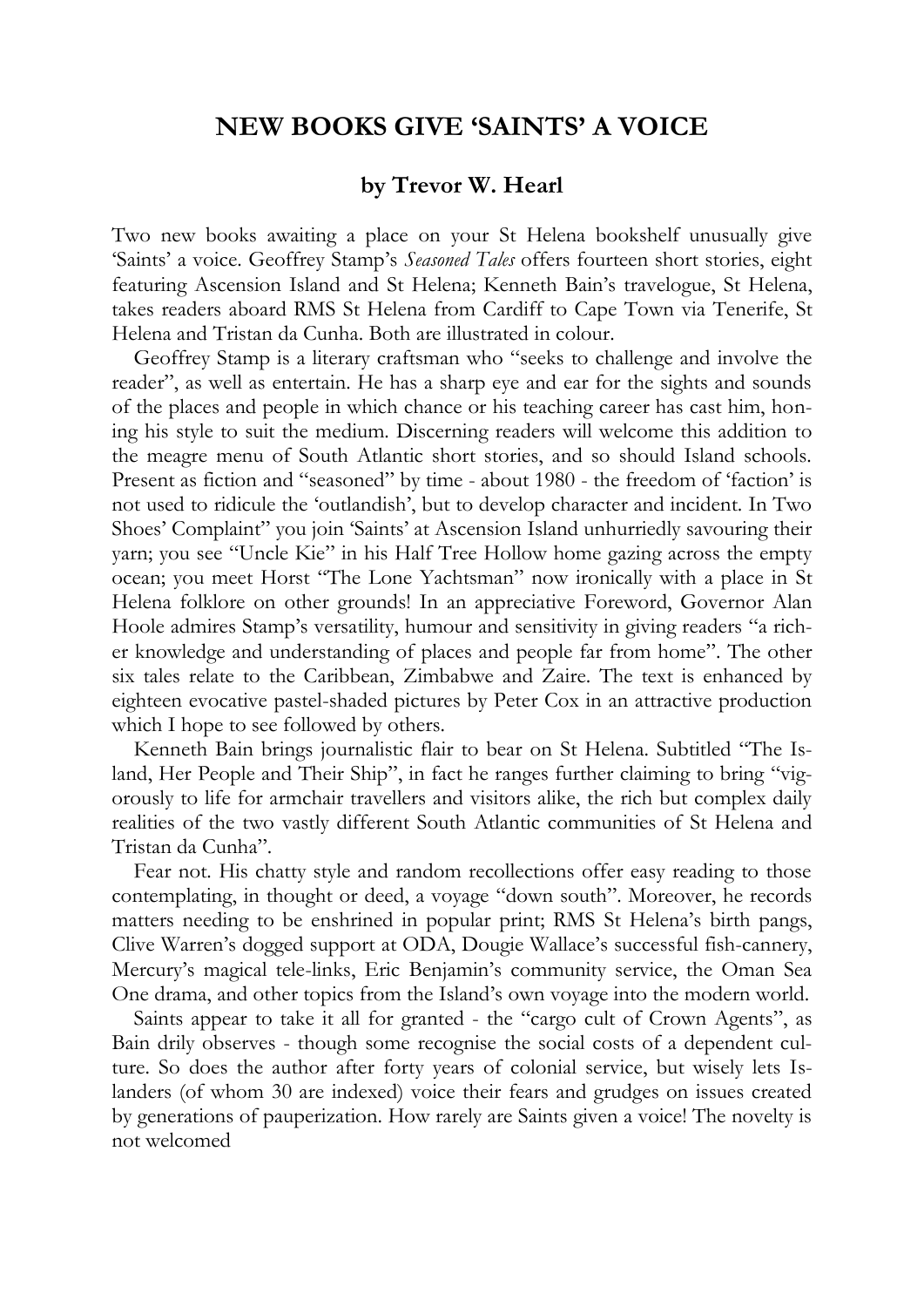# NEW BOOKS GIVE 'SAINTS' A VOICE

### by Trevor W. Hearl

Two new books awaiting a place on your St Helena bookshelf unusually give 'Saints' a voice. Geoffrey Stamp's *Seasoned Tales* offers fourteen short stories, eight featuring Ascension Island and St Helena; Kenneth Bain's travelogue, St Helena, takes readers aboard RMS St Helena from Cardiff to Cape Town via Tenerife, St Helena and Tristan da Cunha. Both are illustrated in colour.

Geoffrey Stamp is a literary craftsman who "seeks to challenge and involve the reader", as well as entertain. He has a sharp eye and ear for the sights and sounds of the places and people in which chance or his teaching career has cast him, honing his style to suit the medium. Discerning readers will welcome this addition to the meagre menu of South Atlantic short stories, and so should Island schools. Present as fiction and "seasoned" by time - about 1980 - the freedom of 'faction' is not used to ridicule the 'outlandish', but to develop character and incident. In Two Shoes' Complaint" you join 'Saints' at Ascension Island unhurriedly savouring their yarn; you see "Uncle Kie" in his Half Tree Hollow home gazing across the empty ocean; you meet Horst "The Lone Yachtsman" now ironically with a place in St Helena folklore on other grounds! In an appreciative Foreword, Governor Alan Hoole admires Stamp's versatility, humour and sensitivity in giving readers "a richer knowledge and understanding of places and people far from home". The other six tales relate to the Caribbean, Zimbabwe and Zaire. The text is enhanced by eighteen evocative pastel-shaded pictures by Peter Cox in an attractive production which I hope to see followed by others.

Kenneth Bain brings journalistic flair to bear on St Helena. Subtitled "The Island, Her People and Their Ship", in fact he ranges further claiming to bring "vigorously to life for armchair travellers and visitors alike, the rich but complex daily realities of the two vastly different South Atlantic communities of St Helena and Tristan da Cunha".

Fear not. His chatty style and random recollections offer easy reading to those contemplating, in thought or deed, a voyage "down south". Moreover, he records matters needing to be enshrined in popular print; RMS St Helena's birth pangs, Clive Warren's dogged support at ODA, Dougie Wallace's successful fish-cannery, Mercury's magical tele-links, Eric Benjamin's community service, the Oman Sea One drama, and other topics from the Island's own voyage into the modern world.

Saints appear to take it all for granted - the "cargo cult of Crown Agents", as Bain drily observes - though some recognise the social costs of a dependent culture. So does the author after forty years of colonial service, but wisely lets Islanders (of whom 30 are indexed) voice their fears and grudges on issues created by generations of pauperization. How rarely are Saints given a voice! The novelty is not welcomed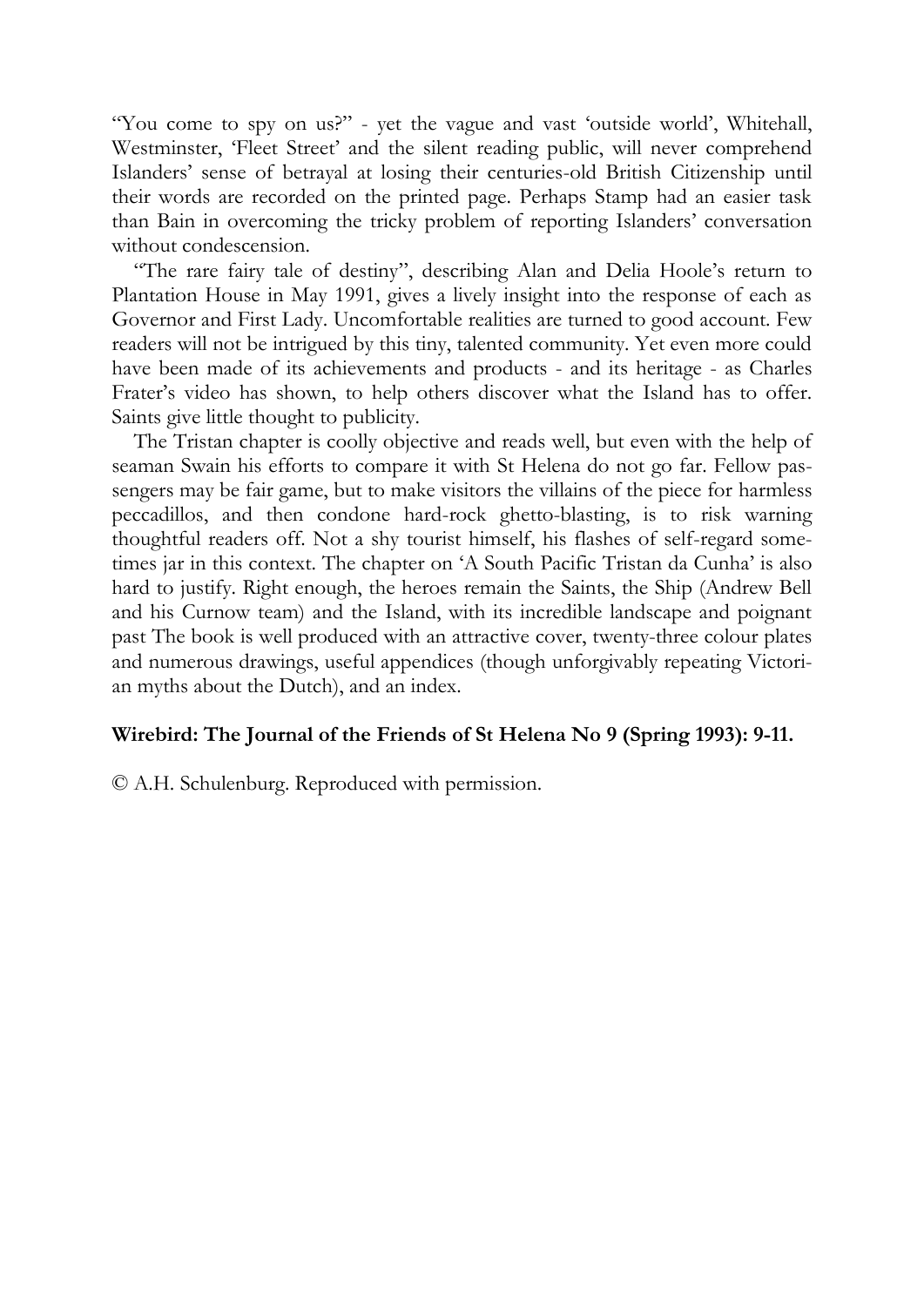"You come to spy on us?" - yet the vague and vast 'outside world', Whitehall, Westminster, 'Fleet Street' and the silent reading public, will never comprehend Islanders' sense of betrayal at losing their centuries-old British Citizenship until their words are recorded on the printed page. Perhaps Stamp had an easier task than Bain in overcoming the tricky problem of reporting Islanders' conversation without condescension.

"The rare fairy tale of destiny", describing Alan and Delia Hoole's return to Plantation House in May 1991, gives a lively insight into the response of each as Governor and First Lady. Uncomfortable realities are turned to good account. Few readers will not be intrigued by this tiny, talented community. Yet even more could have been made of its achievements and products - and its heritage - as Charles Frater's video has shown, to help others discover what the Island has to offer. Saints give little thought to publicity.

The Tristan chapter is coolly objective and reads well, but even with the help of seaman Swain his efforts to compare it with St Helena do not go far. Fellow passengers may be fair game, but to make visitors the villains of the piece for harmless peccadillos, and then condone hard-rock ghetto-blasting, is to risk warning thoughtful readers off. Not a shy tourist himself, his flashes of self-regard sometimes jar in this context. The chapter on 'A South Pacific Tristan da Cunha' is also hard to justify. Right enough, the heroes remain the Saints, the Ship (Andrew Bell and his Curnow team) and the Island, with its incredible landscape and poignant past The book is well produced with an attractive cover, twenty-three colour plates and numerous drawings, useful appendices (though unforgivably repeating Victorian myths about the Dutch), and an index.

**Wirebird: The Journal of the Friends of St Helena No 9 (Spring 1993): 9-11.**

© A.H. Schulenburg. Reproduced with permission.